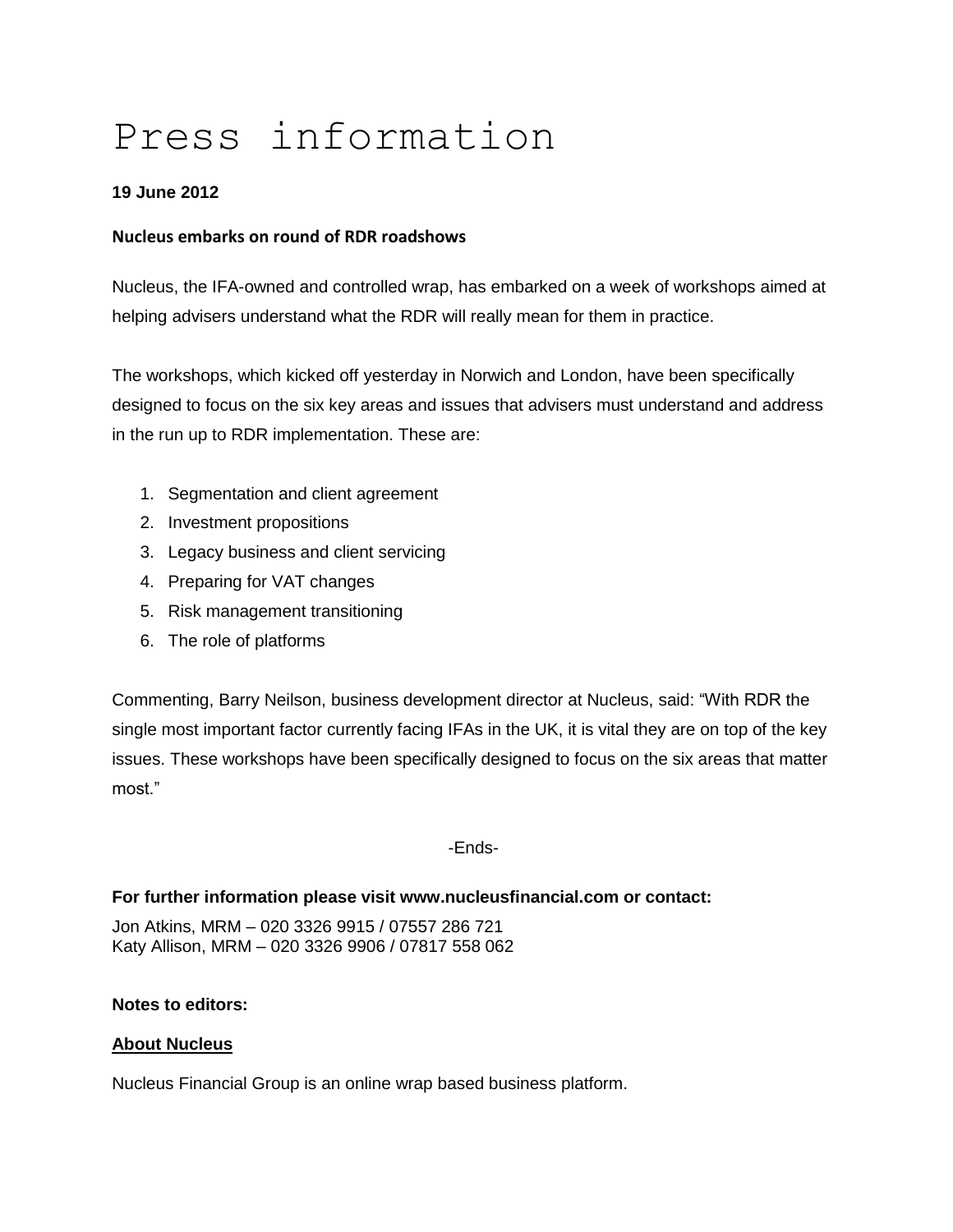# Press information

**19 June 2012**

**Nucleus embarks on round of RDR roadshows**

Nucleus, the IFA-owned and controlled wrap, has embarked on a week of workshops aimed at helping advisers understand what the RDR will really mean for them in practice.

The workshops, which kicked off yesterday in Norwich and London, have been specifically designed to focus on the six key areas and issues that advisers must understand and address in the run up to RDR implementation. These are:

1. Segmentation and client agreement
2. Investment propositions
3. Legacy business and client servicing
4. Preparing for VAT changes
5. Risk management transitioning
6. The role of platforms

Commenting, Barry Neilson, business development director at Nucleus, said: "With RDR the single most important factor currently facing IFAs in the UK, it is vital they are on top of the key issues. These workshops have been specifically designed to focus on the six areas that matter most."

-Ends-

**For further information please visit www.nucleusfinancial.com or contact:**

Jon Atkins, MRM – 020 3326 9915 / 07557 286 721
Katy Allison, MRM – 020 3326 9906 / 07817 558 062

**Notes to editors:**

**About Nucleus**

Nucleus Financial Group is an online wrap based business platform.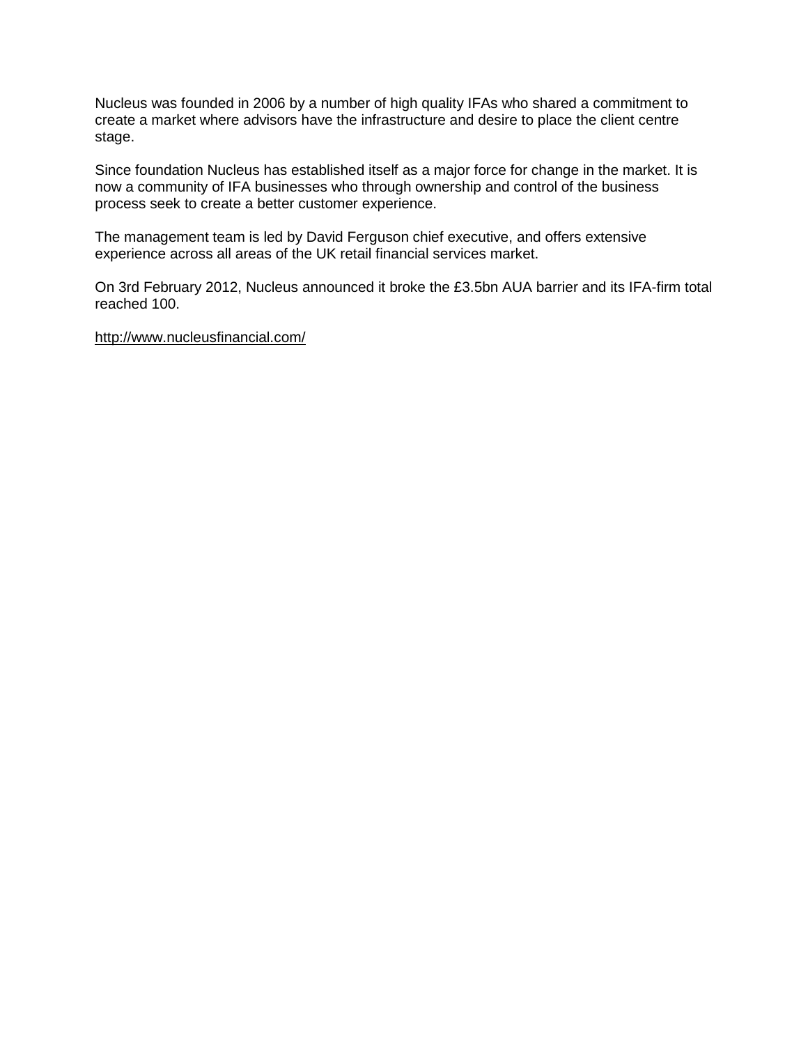Nucleus was founded in 2006 by a number of high quality IFAs who shared a commitment to create a market where advisors have the infrastructure and desire to place the client centre stage.

Since foundation Nucleus has established itself as a major force for change in the market. It is now a community of IFA businesses who through ownership and control of the business process seek to create a better customer experience.

The management team is led by David Ferguson chief executive, and offers extensive experience across all areas of the UK retail financial services market.

On 3rd February 2012, Nucleus announced it broke the £3.5bn AUA barrier and its IFA-firm total reached 100.

http://www.nucleusfinancial.com/